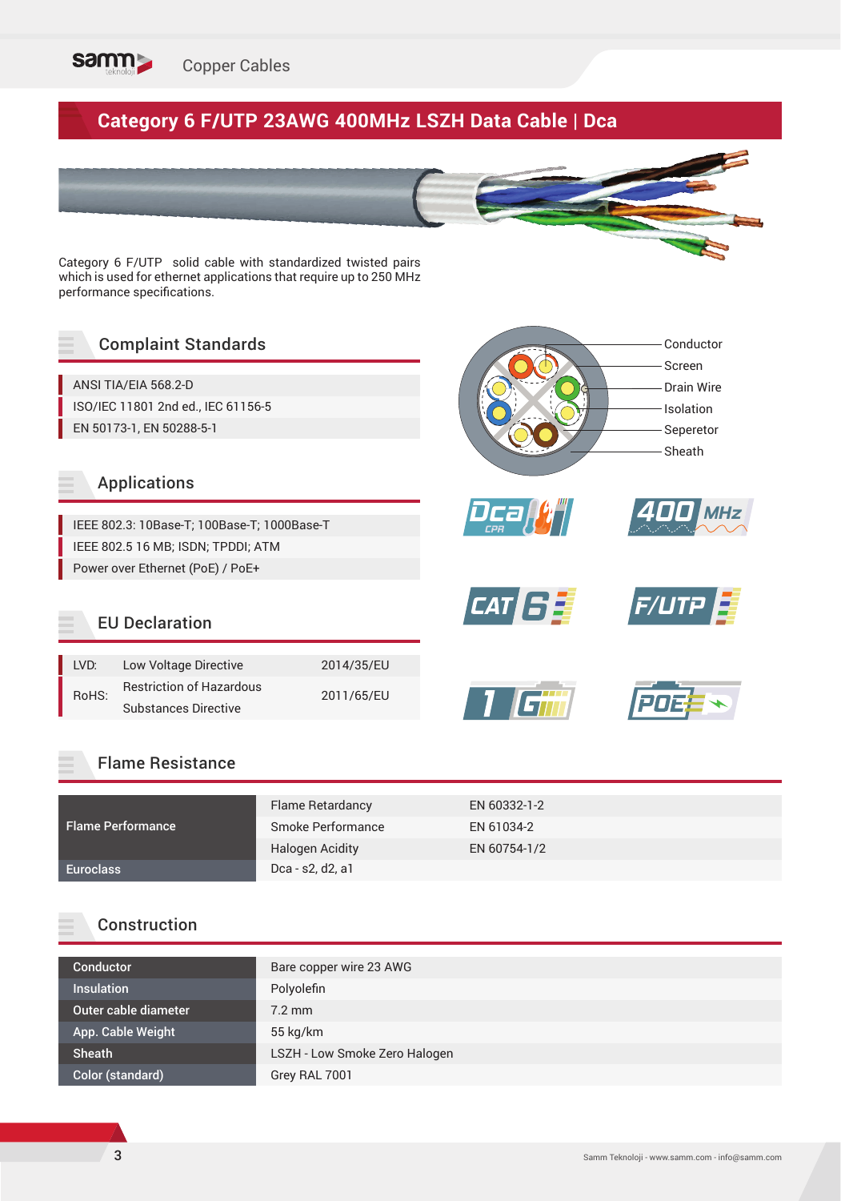# Category 6 F/UTP 23AWG 400MHz LSZH Data Cable | Dca

Category 6 F/UTP solid cable with standardized twisted pairs which is used for ethernet applications that require up to 250 MHz performance specifications.

Conductor
Screen
Drain Wire
Isolation
Seperetor
Sheath

## Complaint Standards

- ANSI TIA/EIA 568.2-D
- ISO/IEC 11801 2nd ed., IEC 61156-5
- EN 50173-1, EN 50288-5-1

## Applications

- IEEE 802.3: 10Base-T; 100Base-T; 1000Base-T
- IEEE 802.5 16 MB; ISDN; TPDDI; ATM
- Power over Ethernet (PoE) / PoE+

## EU Declaration

| | | |
|---|---|---|
| LVD: | Low Voltage Directive | 2014/35/EU |
| RoHS: | Restriction of Hazardous Substances Directive | 2011/65/EU |

## Flame Resistance

| | | |
|---|---|---|
| Flame Performance | Flame Retardancy | EN 60332-1-2 |
| | Smoke Performance | EN 61034-2 |
| | Halogen Acidity | EN 60754-1/2 |
| Euroclass | Dca - s2, d2, a1 | |

## Construction

| | |
|---|---|
| Conductor | Bare copper wire 23 AWG |
| Insulation | Polyolefin |
| Outer cable diameter | 7.2 mm |
| App. Cable Weight | 55 kg/km |
| Sheath | LSZH - Low Smoke Zero Halogen |
| Color (standard) | Grey RAL 7001 |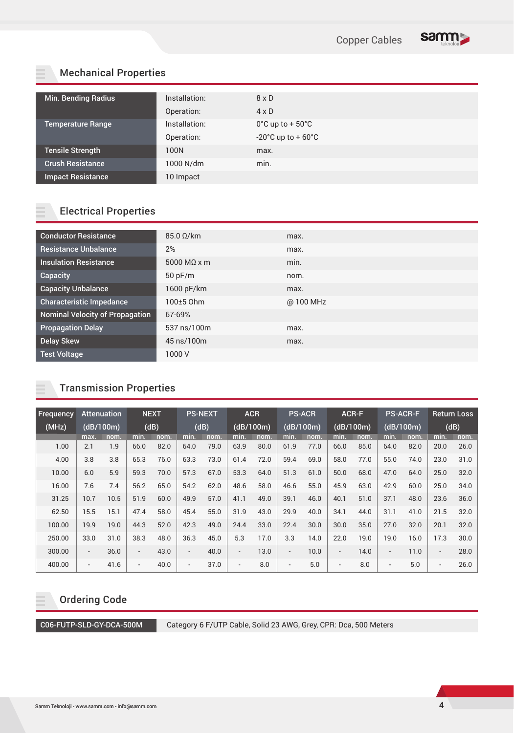## Mechanical Properties

| | | |
|---|---|---|
| Min. Bending Radius | Installation: | 8 x D |
| | Operation: | 4 x D |
| Temperature Range | Installation: | 0°C up to + 50°C |
| | Operation: | -20°C up to + 60°C |
| Tensile Strength | 100N | max. |
| Crush Resistance | 1000 N/dm | min. |
| Impact Resistance | 10 Impact | |

## Electrical Properties

| | | |
|---|---|---|
| Conductor Resistance | 85.0 Ω/km | max. |
| Resistance Unbalance | 2% | max. |
| Insulation Resistance | 5000 MΩ x m | min. |
| Capacity | 50 pF/m | nom. |
| Capacity Unbalance | 1600 pF/km | max. |
| Characteristic Impedance | 100±5 Ohm | @ 100 MHz |
| Nominal Velocity of Propagation | 67-69% | |
| Propagation Delay | 537 ns/100m | max. |
| Delay Skew | 45 ns/100m | max. |
| Test Voltage | 1000 V | |

## Transmission Properties

| Frequency (MHz) | Attenuation (dB/100m) | | NEXT (dB) | | PS-NEXT (dB) | | ACR (dB/100m) | | PS-ACR (dB/100m) | | ACR-F (dB/100m) | | PS-ACR-F (dB/100m) | | Return Loss (dB) | |
|---|---|---|---|---|---|---|---|---|---|---|---|---|---|---|---|---|
| | max. | nom. | min. | nom. | min. | nom. | min. | nom. | min. | nom. | min. | nom. | min. | nom. | min. | nom. |
| 1.00 | 2.1 | 1.9 | 66.0 | 82.0 | 64.0 | 79.0 | 63.9 | 80.0 | 61.9 | 77.0 | 66.0 | 85.0 | 64.0 | 82.0 | 20.0 | 26.0 |
| 4.00 | 3.8 | 3.8 | 65.3 | 76.0 | 63.3 | 73.0 | 61.4 | 72.0 | 59.4 | 69.0 | 58.0 | 77.0 | 55.0 | 74.0 | 23.0 | 31.0 |
| 10.00 | 6.0 | 5.9 | 59.3 | 70.0 | 57.3 | 67.0 | 53.3 | 64.0 | 51.3 | 61.0 | 50.0 | 68.0 | 47.0 | 64.0 | 25.0 | 32.0 |
| 16.00 | 7.6 | 7.4 | 56.2 | 65.0 | 54.2 | 62.0 | 48.6 | 58.0 | 46.6 | 55.0 | 45.9 | 63.0 | 42.9 | 60.0 | 25.0 | 34.0 |
| 31.25 | 10.7 | 10.5 | 51.9 | 60.0 | 49.9 | 57.0 | 41.1 | 49.0 | 39.1 | 46.0 | 40.1 | 51.0 | 37.1 | 48.0 | 23.6 | 36.0 |
| 62.50 | 15.5 | 15.1 | 47.4 | 58.0 | 45.4 | 55.0 | 31.9 | 43.0 | 29.9 | 40.0 | 34.1 | 44.0 | 31.1 | 41.0 | 21.5 | 32.0 |
| 100.00 | 19.9 | 19.0 | 44.3 | 52.0 | 42.3 | 49.0 | 24.4 | 33.0 | 22.4 | 30.0 | 30.0 | 35.0 | 27.0 | 32.0 | 20.1 | 32.0 |
| 250.00 | 33.0 | 31.0 | 38.3 | 48.0 | 36.3 | 45.0 | 5.3 | 17.0 | 3.3 | 14.0 | 22.0 | 19.0 | 19.0 | 16.0 | 17.3 | 30.0 |
| 300.00 | - | 36.0 | - | 43.0 | - | 40.0 | - | 13.0 | - | 10.0 | - | 14.0 | - | 11.0 | - | 28.0 |
| 400.00 | - | 41.6 | - | 40.0 | - | 37.0 | - | 8.0 | - | 5.0 | - | 8.0 | - | 5.0 | - | 26.0 |

## Ordering Code

| | |
|---|---|
| C06-FUTP-SLD-GY-DCA-500M | Category 6 F/UTP Cable, Solid 23 AWG, Grey, CPR: Dca, 500 Meters |